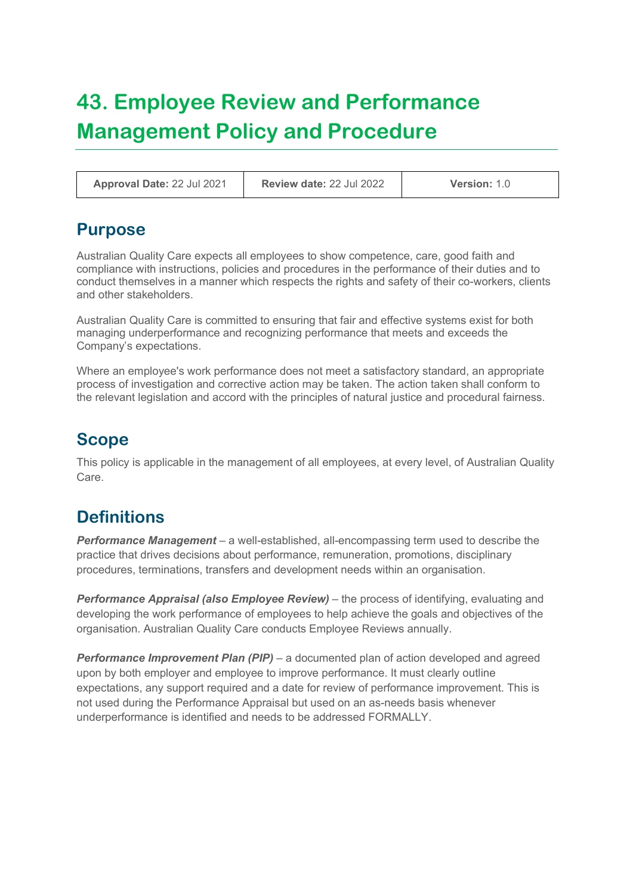# 43. Employee Review and Performance Management Policy and Procedure

| | | |
|---|---|---|
| **Approval Date:** 22 Jul 2021 | **Review date:** 22 Jul 2022 | **Version:** 1.0 |

## Purpose

Australian Quality Care expects all employees to show competence, care, good faith and compliance with instructions, policies and procedures in the performance of their duties and to conduct themselves in a manner which respects the rights and safety of their co-workers, clients and other stakeholders.

Australian Quality Care is committed to ensuring that fair and effective systems exist for both managing underperformance and recognizing performance that meets and exceeds the Company's expectations.

Where an employee's work performance does not meet a satisfactory standard, an appropriate process of investigation and corrective action may be taken. The action taken shall conform to the relevant legislation and accord with the principles of natural justice and procedural fairness.

## Scope

This policy is applicable in the management of all employees, at every level, of Australian Quality Care.

## Definitions

***Performance Management*** – a well-established, all-encompassing term used to describe the practice that drives decisions about performance, remuneration, promotions, disciplinary procedures, terminations, transfers and development needs within an organisation.

***Performance Appraisal (also Employee Review)*** – the process of identifying, evaluating and developing the work performance of employees to help achieve the goals and objectives of the organisation. Australian Quality Care conducts Employee Reviews annually.

***Performance Improvement Plan (PIP)*** – a documented plan of action developed and agreed upon by both employer and employee to improve performance. It must clearly outline expectations, any support required and a date for review of performance improvement. This is not used during the Performance Appraisal but used on an as-needs basis whenever underperformance is identified and needs to be addressed FORMALLY.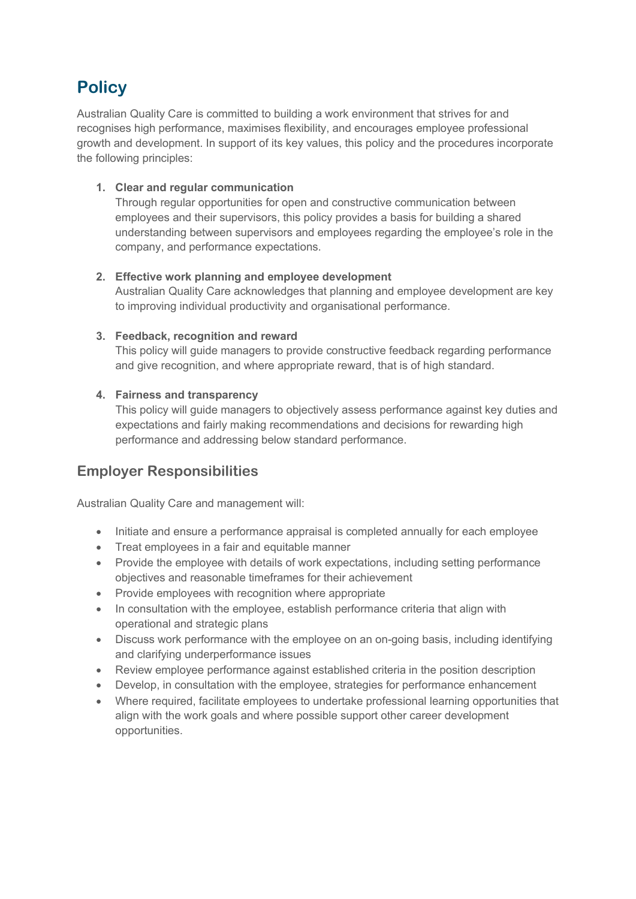# Policy

Australian Quality Care is committed to building a work environment that strives for and recognises high performance, maximises flexibility, and encourages employee professional growth and development. In support of its key values, this policy and the procedures incorporate the following principles:

1. **Clear and regular communication**
   Through regular opportunities for open and constructive communication between employees and their supervisors, this policy provides a basis for building a shared understanding between supervisors and employees regarding the employee's role in the company, and performance expectations.

2. **Effective work planning and employee development**
   Australian Quality Care acknowledges that planning and employee development are key to improving individual productivity and organisational performance.

3. **Feedback, recognition and reward**
   This policy will guide managers to provide constructive feedback regarding performance and give recognition, and where appropriate reward, that is of high standard.

4. **Fairness and transparency**
   This policy will guide managers to objectively assess performance against key duties and expectations and fairly making recommendations and decisions for rewarding high performance and addressing below standard performance.

## Employer Responsibilities

Australian Quality Care and management will:

- Initiate and ensure a performance appraisal is completed annually for each employee
- Treat employees in a fair and equitable manner
- Provide the employee with details of work expectations, including setting performance objectives and reasonable timeframes for their achievement
- Provide employees with recognition where appropriate
- In consultation with the employee, establish performance criteria that align with operational and strategic plans
- Discuss work performance with the employee on an on-going basis, including identifying and clarifying underperformance issues
- Review employee performance against established criteria in the position description
- Develop, in consultation with the employee, strategies for performance enhancement
- Where required, facilitate employees to undertake professional learning opportunities that align with the work goals and where possible support other career development opportunities.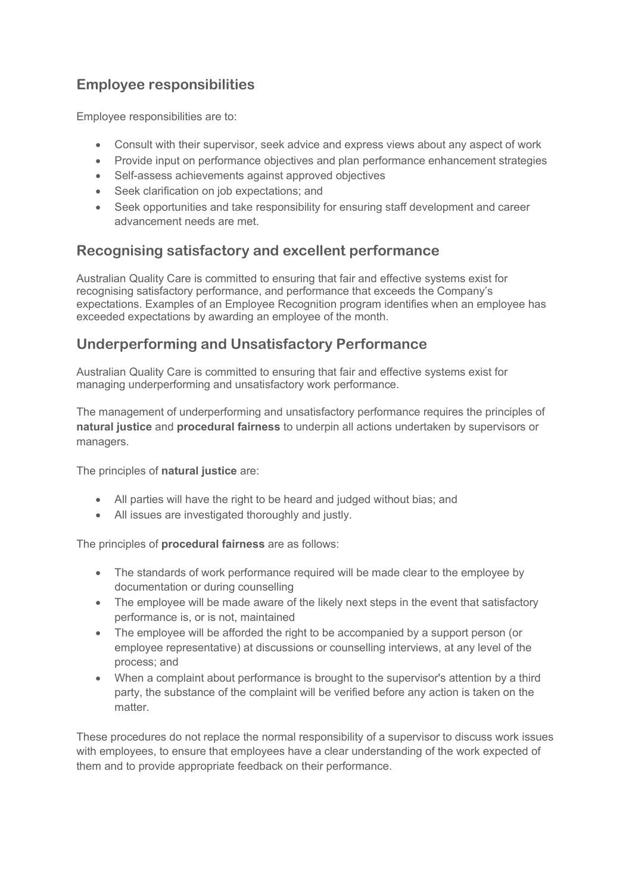## Employee responsibilities

Employee responsibilities are to:

- Consult with their supervisor, seek advice and express views about any aspect of work
- Provide input on performance objectives and plan performance enhancement strategies
- Self-assess achievements against approved objectives
- Seek clarification on job expectations; and
- Seek opportunities and take responsibility for ensuring staff development and career advancement needs are met.

## Recognising satisfactory and excellent performance

Australian Quality Care is committed to ensuring that fair and effective systems exist for recognising satisfactory performance, and performance that exceeds the Company's expectations. Examples of an Employee Recognition program identifies when an employee has exceeded expectations by awarding an employee of the month.

## Underperforming and Unsatisfactory Performance

Australian Quality Care is committed to ensuring that fair and effective systems exist for managing underperforming and unsatisfactory work performance.

The management of underperforming and unsatisfactory performance requires the principles of **natural justice** and **procedural fairness** to underpin all actions undertaken by supervisors or managers.

The principles of **natural justice** are:

- All parties will have the right to be heard and judged without bias; and
- All issues are investigated thoroughly and justly.

The principles of **procedural fairness** are as follows:

- The standards of work performance required will be made clear to the employee by documentation or during counselling
- The employee will be made aware of the likely next steps in the event that satisfactory performance is, or is not, maintained
- The employee will be afforded the right to be accompanied by a support person (or employee representative) at discussions or counselling interviews, at any level of the process; and
- When a complaint about performance is brought to the supervisor's attention by a third party, the substance of the complaint will be verified before any action is taken on the matter.

These procedures do not replace the normal responsibility of a supervisor to discuss work issues with employees, to ensure that employees have a clear understanding of the work expected of them and to provide appropriate feedback on their performance.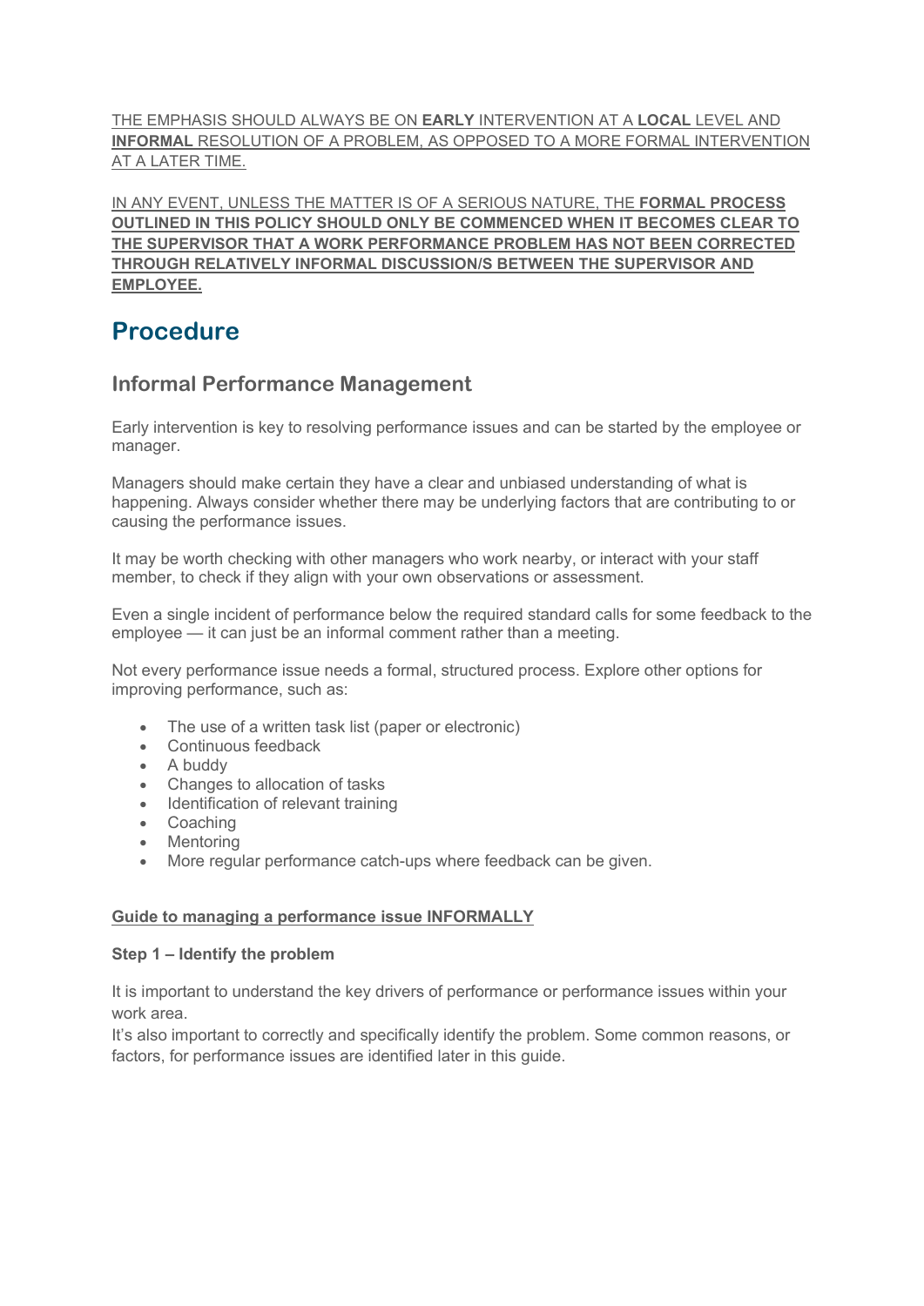THE EMPHASIS SHOULD ALWAYS BE ON **EARLY** INTERVENTION AT A **LOCAL** LEVEL AND **INFORMAL** RESOLUTION OF A PROBLEM, AS OPPOSED TO A MORE FORMAL INTERVENTION AT A LATER TIME.

IN ANY EVENT, UNLESS THE MATTER IS OF A SERIOUS NATURE, THE **FORMAL PROCESS OUTLINED IN THIS POLICY SHOULD ONLY BE COMMENCED WHEN IT BECOMES CLEAR TO THE SUPERVISOR THAT A WORK PERFORMANCE PROBLEM HAS NOT BEEN CORRECTED THROUGH RELATIVELY INFORMAL DISCUSSION/S BETWEEN THE SUPERVISOR AND EMPLOYEE.**

# Procedure

## Informal Performance Management

Early intervention is key to resolving performance issues and can be started by the employee or manager.

Managers should make certain they have a clear and unbiased understanding of what is happening. Always consider whether there may be underlying factors that are contributing to or causing the performance issues.

It may be worth checking with other managers who work nearby, or interact with your staff member, to check if they align with your own observations or assessment.

Even a single incident of performance below the required standard calls for some feedback to the employee — it can just be an informal comment rather than a meeting.

Not every performance issue needs a formal, structured process. Explore other options for improving performance, such as:

- The use of a written task list (paper or electronic)
- Continuous feedback
- A buddy
- Changes to allocation of tasks
- Identification of relevant training
- Coaching
- Mentoring
- More regular performance catch-ups where feedback can be given.

**Guide to managing a performance issue INFORMALLY**

**Step 1 – Identify the problem**

It is important to understand the key drivers of performance or performance issues within your work area.
It's also important to correctly and specifically identify the problem. Some common reasons, or factors, for performance issues are identified later in this guide.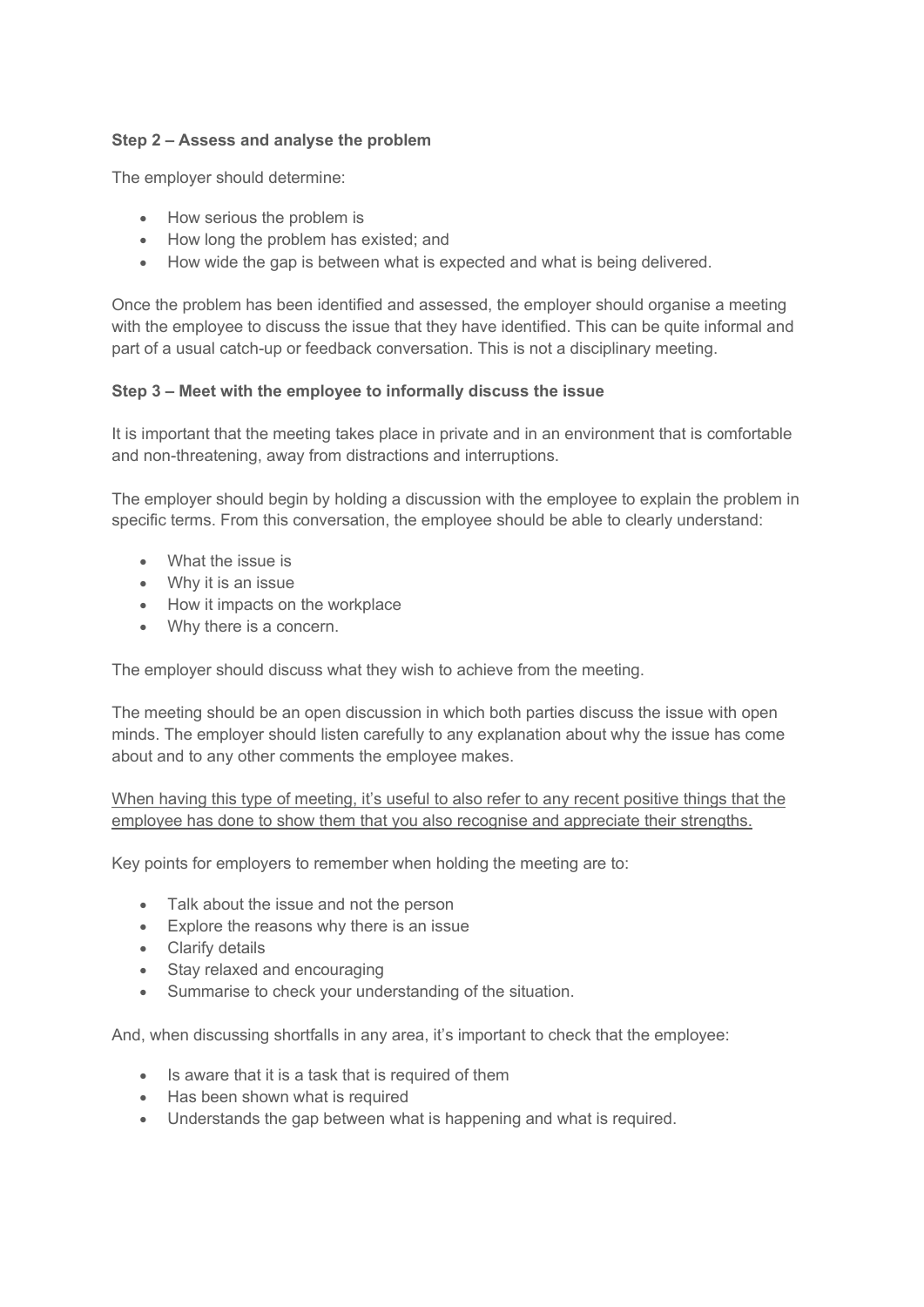**Step 2 – Assess and analyse the problem**

The employer should determine:

- How serious the problem is
- How long the problem has existed; and
- How wide the gap is between what is expected and what is being delivered.

Once the problem has been identified and assessed, the employer should organise a meeting with the employee to discuss the issue that they have identified. This can be quite informal and part of a usual catch-up or feedback conversation. This is not a disciplinary meeting.

**Step 3 – Meet with the employee to informally discuss the issue**

It is important that the meeting takes place in private and in an environment that is comfortable and non-threatening, away from distractions and interruptions.

The employer should begin by holding a discussion with the employee to explain the problem in specific terms. From this conversation, the employee should be able to clearly understand:

- What the issue is
- Why it is an issue
- How it impacts on the workplace
- Why there is a concern.

The employer should discuss what they wish to achieve from the meeting.

The meeting should be an open discussion in which both parties discuss the issue with open minds. The employer should listen carefully to any explanation about why the issue has come about and to any other comments the employee makes.

<u>When having this type of meeting, it's useful to also refer to any recent positive things that the employee has done to show them that you also recognise and appreciate their strengths.</u>

Key points for employers to remember when holding the meeting are to:

- Talk about the issue and not the person
- Explore the reasons why there is an issue
- Clarify details
- Stay relaxed and encouraging
- Summarise to check your understanding of the situation.

And, when discussing shortfalls in any area, it's important to check that the employee:

- Is aware that it is a task that is required of them
- Has been shown what is required
- Understands the gap between what is happening and what is required.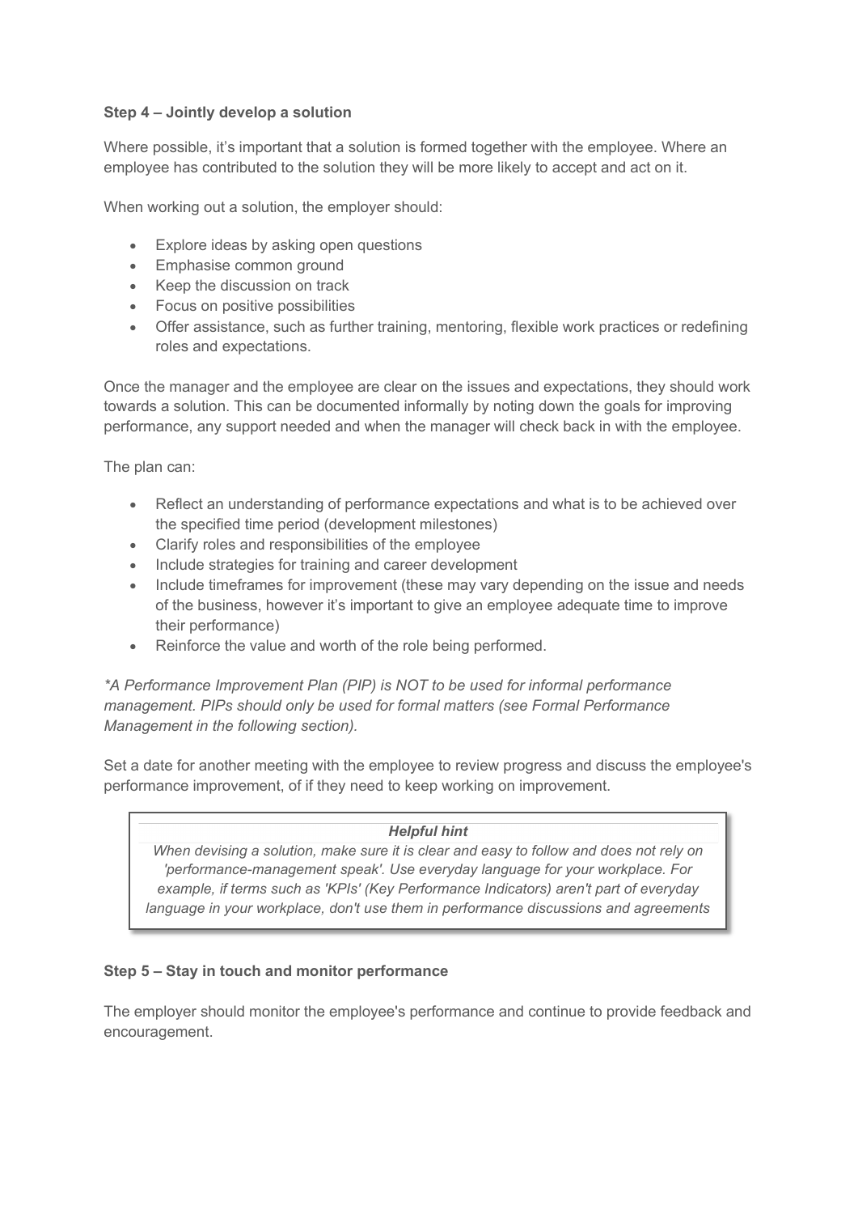**Step 4 – Jointly develop a solution**

Where possible, it's important that a solution is formed together with the employee. Where an employee has contributed to the solution they will be more likely to accept and act on it.

When working out a solution, the employer should:

- Explore ideas by asking open questions
- Emphasise common ground
- Keep the discussion on track
- Focus on positive possibilities
- Offer assistance, such as further training, mentoring, flexible work practices or redefining roles and expectations.

Once the manager and the employee are clear on the issues and expectations, they should work towards a solution. This can be documented informally by noting down the goals for improving performance, any support needed and when the manager will check back in with the employee.

The plan can:

- Reflect an understanding of performance expectations and what is to be achieved over the specified time period (development milestones)
- Clarify roles and responsibilities of the employee
- Include strategies for training and career development
- Include timeframes for improvement (these may vary depending on the issue and needs of the business, however it's important to give an employee adequate time to improve their performance)
- Reinforce the value and worth of the role being performed.

**A Performance Improvement Plan (PIP) is NOT to be used for informal performance management. PIPs should only be used for formal matters (see Formal Performance Management in the following section).*

Set a date for another meeting with the employee to review progress and discuss the employee's performance improvement, of if they need to keep working on improvement.

> ***Helpful hint***
>
> *When devising a solution, make sure it is clear and easy to follow and does not rely on 'performance-management speak'. Use everyday language for your workplace. For example, if terms such as 'KPIs' (Key Performance Indicators) aren't part of everyday language in your workplace, don't use them in performance discussions and agreements*

**Step 5 – Stay in touch and monitor performance**

The employer should monitor the employee's performance and continue to provide feedback and encouragement.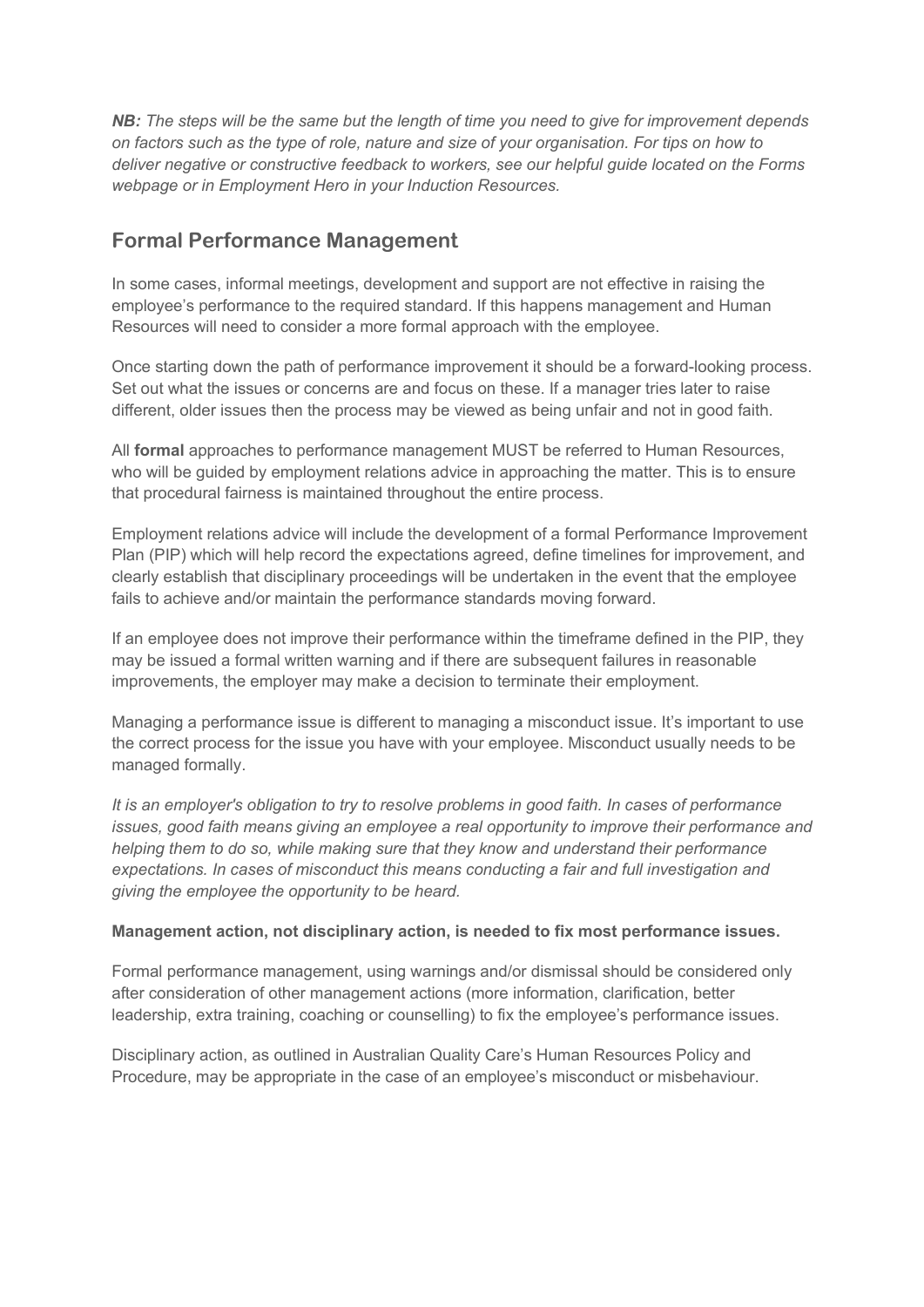***NB:*** *The steps will be the same but the length of time you need to give for improvement depends on factors such as the type of role, nature and size of your organisation. For tips on how to deliver negative or constructive feedback to workers, see our helpful guide located on the Forms webpage or in Employment Hero in your Induction Resources.*

## Formal Performance Management

In some cases, informal meetings, development and support are not effective in raising the employee's performance to the required standard. If this happens management and Human Resources will need to consider a more formal approach with the employee.

Once starting down the path of performance improvement it should be a forward-looking process. Set out what the issues or concerns are and focus on these. If a manager tries later to raise different, older issues then the process may be viewed as being unfair and not in good faith.

All **formal** approaches to performance management MUST be referred to Human Resources, who will be guided by employment relations advice in approaching the matter. This is to ensure that procedural fairness is maintained throughout the entire process.

Employment relations advice will include the development of a formal Performance Improvement Plan (PIP) which will help record the expectations agreed, define timelines for improvement, and clearly establish that disciplinary proceedings will be undertaken in the event that the employee fails to achieve and/or maintain the performance standards moving forward.

If an employee does not improve their performance within the timeframe defined in the PIP, they may be issued a formal written warning and if there are subsequent failures in reasonable improvements, the employer may make a decision to terminate their employment.

Managing a performance issue is different to managing a misconduct issue. It's important to use the correct process for the issue you have with your employee. Misconduct usually needs to be managed formally.

*It is an employer's obligation to try to resolve problems in good faith. In cases of performance issues, good faith means giving an employee a real opportunity to improve their performance and helping them to do so, while making sure that they know and understand their performance expectations. In cases of misconduct this means conducting a fair and full investigation and giving the employee the opportunity to be heard.*

**Management action, not disciplinary action, is needed to fix most performance issues.**

Formal performance management, using warnings and/or dismissal should be considered only after consideration of other management actions (more information, clarification, better leadership, extra training, coaching or counselling) to fix the employee's performance issues.

Disciplinary action, as outlined in Australian Quality Care's Human Resources Policy and Procedure, may be appropriate in the case of an employee's misconduct or misbehaviour.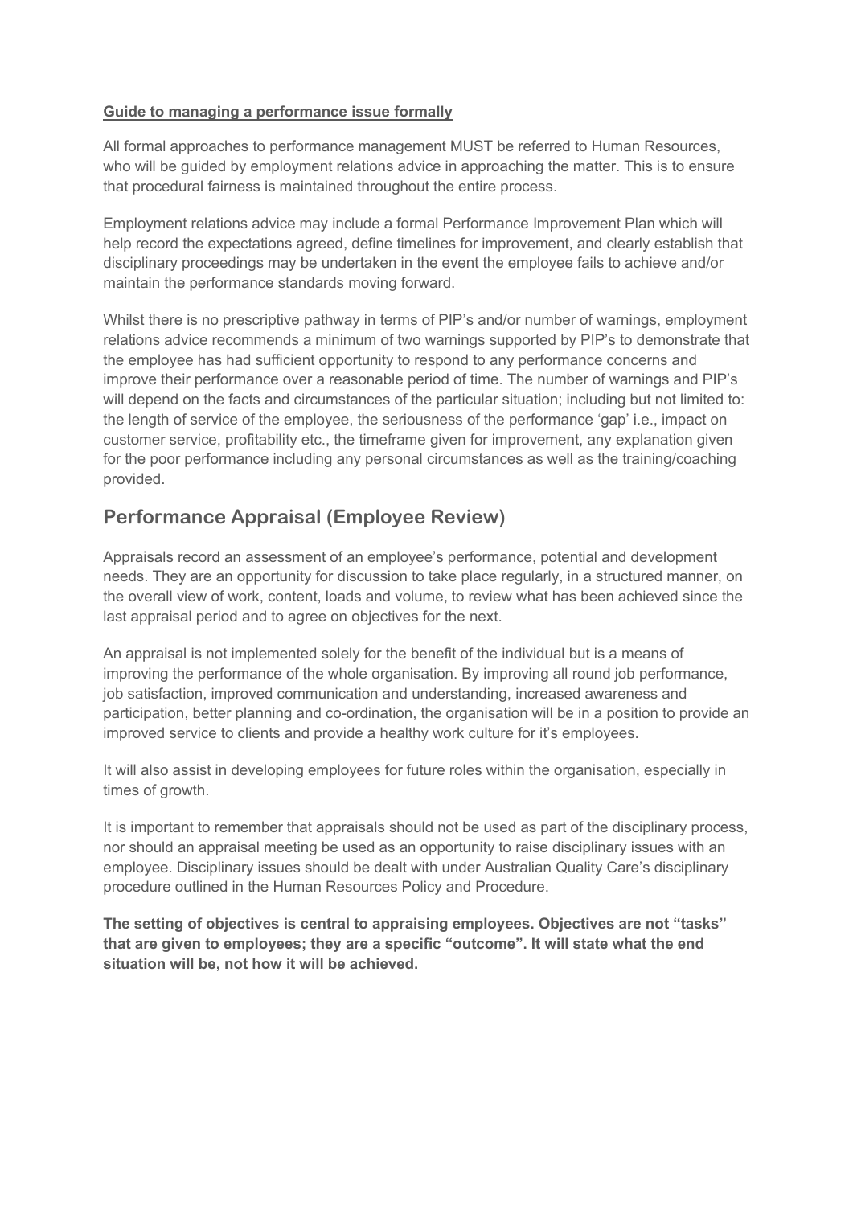**Guide to managing a performance issue formally**

All formal approaches to performance management MUST be referred to Human Resources, who will be guided by employment relations advice in approaching the matter. This is to ensure that procedural fairness is maintained throughout the entire process.

Employment relations advice may include a formal Performance Improvement Plan which will help record the expectations agreed, define timelines for improvement, and clearly establish that disciplinary proceedings may be undertaken in the event the employee fails to achieve and/or maintain the performance standards moving forward.

Whilst there is no prescriptive pathway in terms of PIP's and/or number of warnings, employment relations advice recommends a minimum of two warnings supported by PIP's to demonstrate that the employee has had sufficient opportunity to respond to any performance concerns and improve their performance over a reasonable period of time. The number of warnings and PIP's will depend on the facts and circumstances of the particular situation; including but not limited to: the length of service of the employee, the seriousness of the performance 'gap' i.e., impact on customer service, profitability etc., the timeframe given for improvement, any explanation given for the poor performance including any personal circumstances as well as the training/coaching provided.

## Performance Appraisal (Employee Review)

Appraisals record an assessment of an employee's performance, potential and development needs. They are an opportunity for discussion to take place regularly, in a structured manner, on the overall view of work, content, loads and volume, to review what has been achieved since the last appraisal period and to agree on objectives for the next.

An appraisal is not implemented solely for the benefit of the individual but is a means of improving the performance of the whole organisation. By improving all round job performance, job satisfaction, improved communication and understanding, increased awareness and participation, better planning and co-ordination, the organisation will be in a position to provide an improved service to clients and provide a healthy work culture for it's employees.

It will also assist in developing employees for future roles within the organisation, especially in times of growth.

It is important to remember that appraisals should not be used as part of the disciplinary process, nor should an appraisal meeting be used as an opportunity to raise disciplinary issues with an employee. Disciplinary issues should be dealt with under Australian Quality Care's disciplinary procedure outlined in the Human Resources Policy and Procedure.

**The setting of objectives is central to appraising employees. Objectives are not "tasks" that are given to employees; they are a specific "outcome". It will state what the end situation will be, not how it will be achieved.**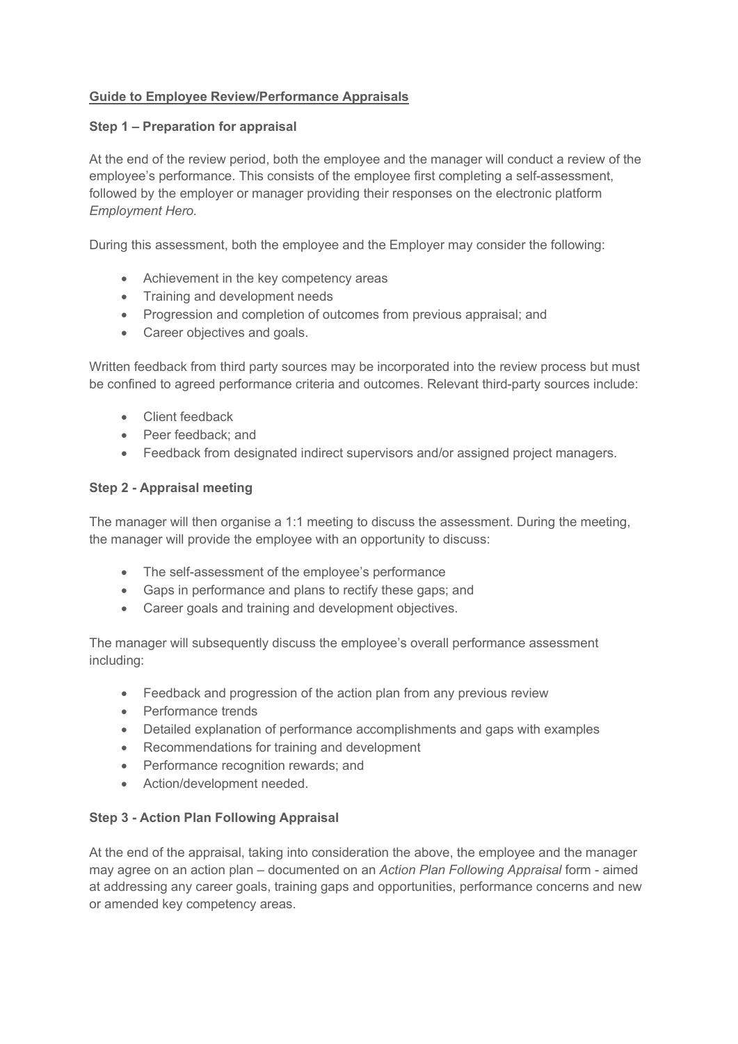**<u>Guide to Employee Review/Performance Appraisals</u>**

**Step 1 – Preparation for appraisal**

At the end of the review period, both the employee and the manager will conduct a review of the employee's performance. This consists of the employee first completing a self-assessment, followed by the employer or manager providing their responses on the electronic platform *Employment Hero.*

During this assessment, both the employee and the Employer may consider the following:

- Achievement in the key competency areas
- Training and development needs
- Progression and completion of outcomes from previous appraisal; and
- Career objectives and goals.

Written feedback from third party sources may be incorporated into the review process but must be confined to agreed performance criteria and outcomes. Relevant third-party sources include:

- Client feedback
- Peer feedback; and
- Feedback from designated indirect supervisors and/or assigned project managers.

**Step 2 - Appraisal meeting**

The manager will then organise a 1:1 meeting to discuss the assessment. During the meeting, the manager will provide the employee with an opportunity to discuss:

- The self-assessment of the employee's performance
- Gaps in performance and plans to rectify these gaps; and
- Career goals and training and development objectives.

The manager will subsequently discuss the employee's overall performance assessment including:

- Feedback and progression of the action plan from any previous review
- Performance trends
- Detailed explanation of performance accomplishments and gaps with examples
- Recommendations for training and development
- Performance recognition rewards; and
- Action/development needed.

**Step 3 - Action Plan Following Appraisal**

At the end of the appraisal, taking into consideration the above, the employee and the manager may agree on an action plan – documented on an *Action Plan Following Appraisal* form - aimed at addressing any career goals, training gaps and opportunities, performance concerns and new or amended key competency areas.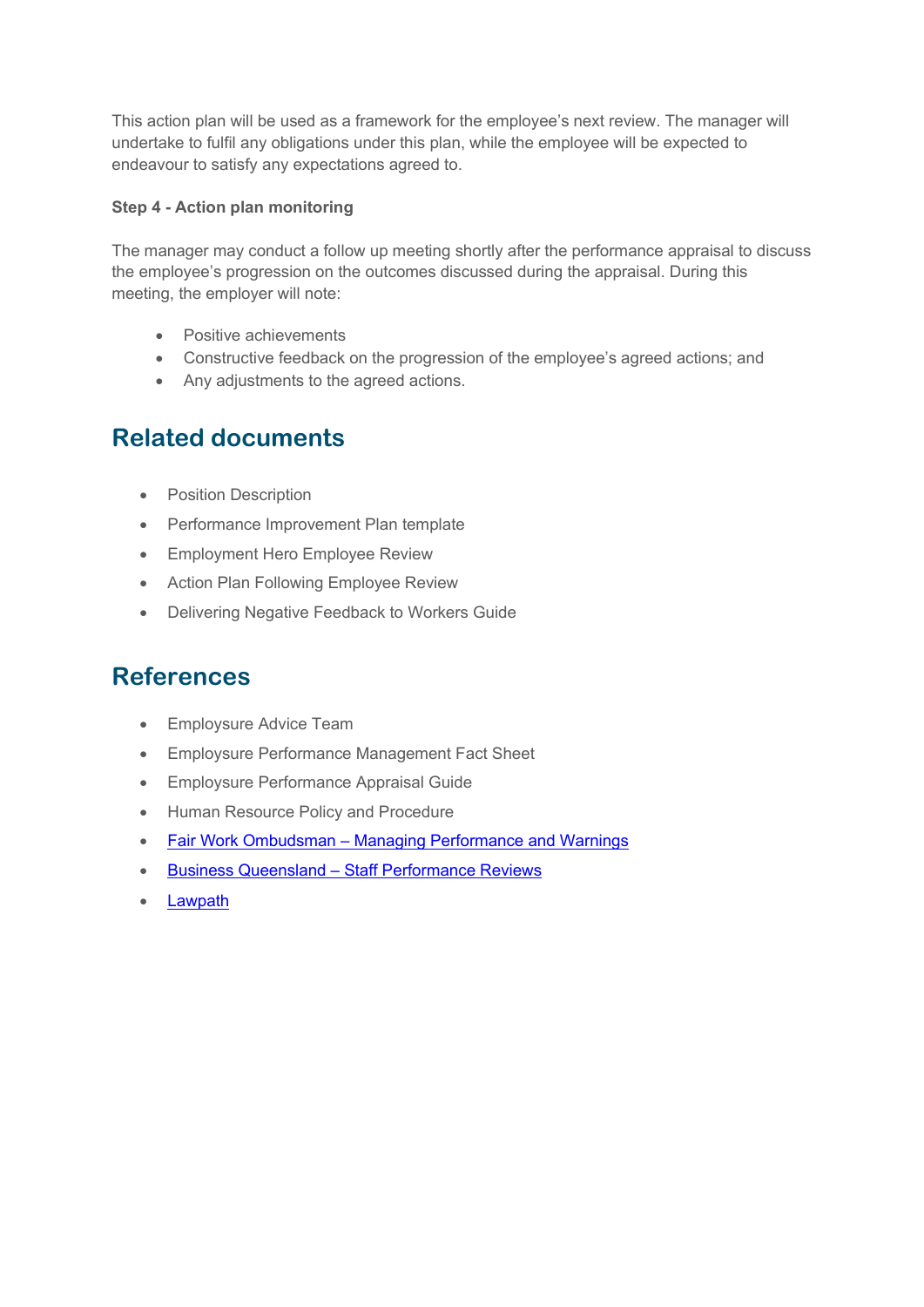This action plan will be used as a framework for the employee's next review. The manager will undertake to fulfil any obligations under this plan, while the employee will be expected to endeavour to satisfy any expectations agreed to.

**Step 4 - Action plan monitoring**

The manager may conduct a follow up meeting shortly after the performance appraisal to discuss the employee's progression on the outcomes discussed during the appraisal. During this meeting, the employer will note:

- Positive achievements
- Constructive feedback on the progression of the employee's agreed actions; and
- Any adjustments to the agreed actions.

## Related documents

- Position Description
- Performance Improvement Plan template
- Employment Hero Employee Review
- Action Plan Following Employee Review
- Delivering Negative Feedback to Workers Guide

## References

- Employsure Advice Team
- Employsure Performance Management Fact Sheet
- Employsure Performance Appraisal Guide
- Human Resource Policy and Procedure
- Fair Work Ombudsman – Managing Performance and Warnings
- Business Queensland – Staff Performance Reviews
- Lawpath